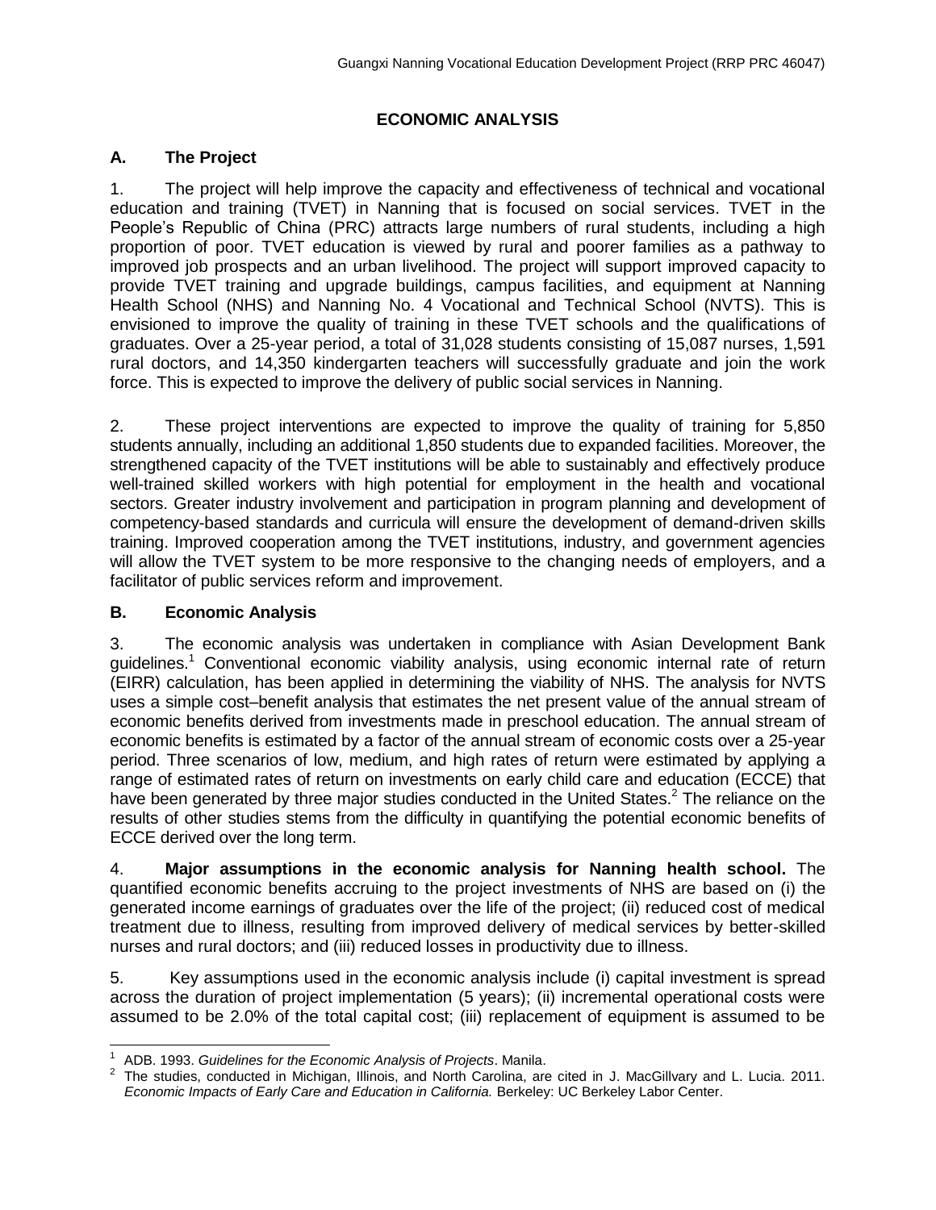# ECONOMIC ANALYSIS

## A. The Project

1. The project will help improve the capacity and effectiveness of technical and vocational education and training (TVET) in Nanning that is focused on social services. TVET in the People's Republic of China (PRC) attracts large numbers of rural students, including a high proportion of poor. TVET education is viewed by rural and poorer families as a pathway to improved job prospects and an urban livelihood. The project will support improved capacity to provide TVET training and upgrade buildings, campus facilities, and equipment at Nanning Health School (NHS) and Nanning No. 4 Vocational and Technical School (NVTS). This is envisioned to improve the quality of training in these TVET schools and the qualifications of graduates. Over a 25-year period, a total of 31,028 students consisting of 15,087 nurses, 1,591 rural doctors, and 14,350 kindergarten teachers will successfully graduate and join the work force. This is expected to improve the delivery of public social services in Nanning.

2. These project interventions are expected to improve the quality of training for 5,850 students annually, including an additional 1,850 students due to expanded facilities. Moreover, the strengthened capacity of the TVET institutions will be able to sustainably and effectively produce well-trained skilled workers with high potential for employment in the health and vocational sectors. Greater industry involvement and participation in program planning and development of competency-based standards and curricula will ensure the development of demand-driven skills training. Improved cooperation among the TVET institutions, industry, and government agencies will allow the TVET system to be more responsive to the changing needs of employers, and a facilitator of public services reform and improvement.

## B. Economic Analysis

3. The economic analysis was undertaken in compliance with Asian Development Bank guidelines.[1] Conventional economic viability analysis, using economic internal rate of return (EIRR) calculation, has been applied in determining the viability of NHS. The analysis for NVTS uses a simple cost–benefit analysis that estimates the net present value of the annual stream of economic benefits derived from investments made in preschool education. The annual stream of economic benefits is estimated by a factor of the annual stream of economic costs over a 25-year period. Three scenarios of low, medium, and high rates of return were estimated by applying a range of estimated rates of return on investments on early child care and education (ECCE) that have been generated by three major studies conducted in the United States.[2] The reliance on the results of other studies stems from the difficulty in quantifying the potential economic benefits of ECCE derived over the long term.

4. **Major assumptions in the economic analysis for Nanning health school.** The quantified economic benefits accruing to the project investments of NHS are based on (i) the generated income earnings of graduates over the life of the project; (ii) reduced cost of medical treatment due to illness, resulting from improved delivery of medical services by better-skilled nurses and rural doctors; and (iii) reduced losses in productivity due to illness.

5. Key assumptions used in the economic analysis include (i) capital investment is spread across the duration of project implementation (5 years); (ii) incremental operational costs were assumed to be 2.0% of the total capital cost; (iii) replacement of equipment is assumed to be

[1] ADB. 1993. *Guidelines for the Economic Analysis of Projects*. Manila.

[2] The studies, conducted in Michigan, Illinois, and North Carolina, are cited in J. MacGillvary and L. Lucia. 2011. *Economic Impacts of Early Care and Education in California.* Berkeley: UC Berkeley Labor Center.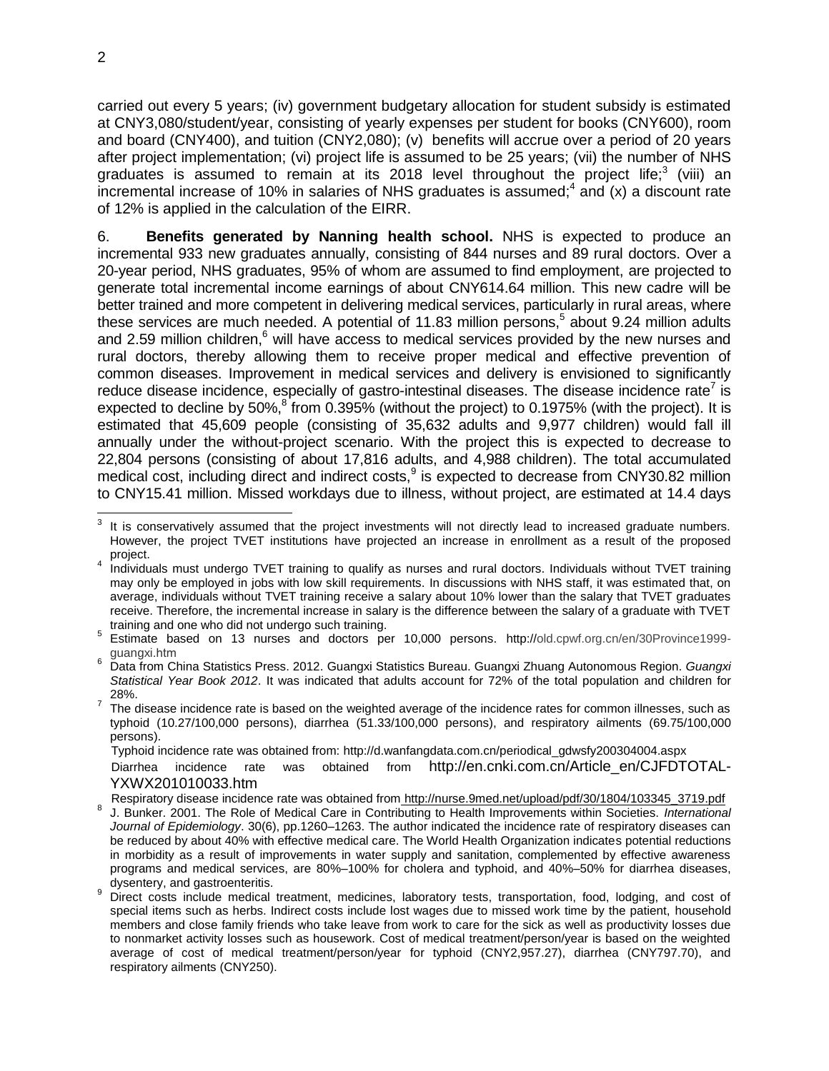carried out every 5 years; (iv) government budgetary allocation for student subsidy is estimated at CNY3,080/student/year, consisting of yearly expenses per student for books (CNY600), room and board (CNY400), and tuition (CNY2,080); (v) benefits will accrue over a period of 20 years after project implementation; (vi) project life is assumed to be 25 years; (vii) the number of NHS graduates is assumed to remain at its 2018 level throughout the project life;[3] (viii) an incremental increase of 10% in salaries of NHS graduates is assumed;[4] and (x) a discount rate of 12% is applied in the calculation of the EIRR.

6. **Benefits generated by Nanning health school.** NHS is expected to produce an incremental 933 new graduates annually, consisting of 844 nurses and 89 rural doctors. Over a 20-year period, NHS graduates, 95% of whom are assumed to find employment, are projected to generate total incremental income earnings of about CNY614.64 million. This new cadre will be better trained and more competent in delivering medical services, particularly in rural areas, where these services are much needed. A potential of 11.83 million persons,[5] about 9.24 million adults and 2.59 million children,[6] will have access to medical services provided by the new nurses and rural doctors, thereby allowing them to receive proper medical and effective prevention of common diseases. Improvement in medical services and delivery is envisioned to significantly reduce disease incidence, especially of gastro-intestinal diseases. The disease incidence rate[7] is expected to decline by 50%,[8] from 0.395% (without the project) to 0.1975% (with the project). It is estimated that 45,609 people (consisting of 35,632 adults and 9,977 children) would fall ill annually under the without-project scenario. With the project this is expected to decrease to 22,804 persons (consisting of about 17,816 adults, and 4,988 children). The total accumulated medical cost, including direct and indirect costs,[9] is expected to decrease from CNY30.82 million to CNY15.41 million. Missed workdays due to illness, without project, are estimated at 14.4 days

---

[3] It is conservatively assumed that the project investments will not directly lead to increased graduate numbers. However, the project TVET institutions have projected an increase in enrollment as a result of the proposed project.

[4] Individuals must undergo TVET training to qualify as nurses and rural doctors. Individuals without TVET training may only be employed in jobs with low skill requirements. In discussions with NHS staff, it was estimated that, on average, individuals without TVET training receive a salary about 10% lower than the salary that TVET graduates receive. Therefore, the incremental increase in salary is the difference between the salary of a graduate with TVET training and one who did not undergo such training.

[5] Estimate based on 13 nurses and doctors per 10,000 persons. http://old.cpwf.org.cn/en/30Province1999-guangxi.htm

[6] Data from China Statistics Press. 2012. Guangxi Statistics Bureau. Guangxi Zhuang Autonomous Region. *Guangxi Statistical Year Book 2012*. It was indicated that adults account for 72% of the total population and children for 28%.

[7] The disease incidence rate is based on the weighted average of the incidence rates for common illnesses, such as typhoid (10.27/100,000 persons), diarrhea (51.33/100,000 persons), and respiratory ailments (69.75/100,000 persons).

Typhoid incidence rate was obtained from: http://d.wanfangdata.com.cn/periodical_gdwsfy200304004.aspx

Diarrhea incidence rate was obtained from http://en.cnki.com.cn/Article_en/CJFDTOTAL-YXWX201010033.htm

Respiratory disease incidence rate was obtained from http://nurse.9med.net/upload/pdf/30/1804/103345_3719.pdf

[8] J. Bunker. 2001. The Role of Medical Care in Contributing to Health Improvements within Societies. *International Journal of Epidemiology*. 30(6), pp.1260–1263. The author indicated the incidence rate of respiratory diseases can be reduced by about 40% with effective medical care. The World Health Organization indicates potential reductions in morbidity as a result of improvements in water supply and sanitation, complemented by effective awareness programs and medical services, are 80%–100% for cholera and typhoid, and 40%–50% for diarrhea diseases, dysentery, and gastroenteritis.

[9] Direct costs include medical treatment, medicines, laboratory tests, transportation, food, lodging, and cost of special items such as herbs. Indirect costs include lost wages due to missed work time by the patient, household members and close family friends who take leave from work to care for the sick as well as productivity losses due to nonmarket activity losses such as housework. Cost of medical treatment/person/year is based on the weighted average of cost of medical treatment/person/year for typhoid (CNY2,957.27), diarrhea (CNY797.70), and respiratory ailments (CNY250).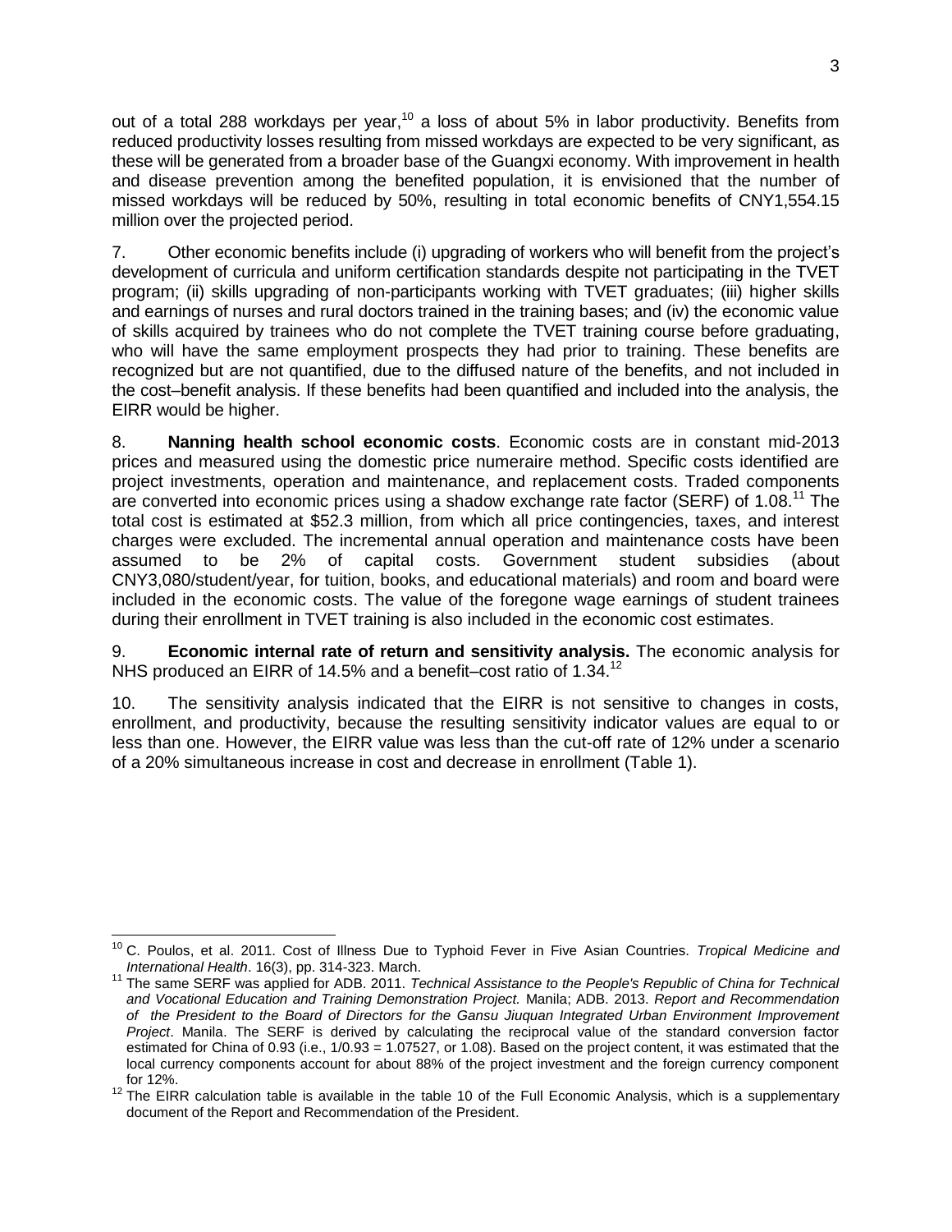out of a total 288 workdays per year,[10] a loss of about 5% in labor productivity. Benefits from reduced productivity losses resulting from missed workdays are expected to be very significant, as these will be generated from a broader base of the Guangxi economy. With improvement in health and disease prevention among the benefited population, it is envisioned that the number of missed workdays will be reduced by 50%, resulting in total economic benefits of CNY1,554.15 million over the projected period.

7. Other economic benefits include (i) upgrading of workers who will benefit from the project's development of curricula and uniform certification standards despite not participating in the TVET program; (ii) skills upgrading of non-participants working with TVET graduates; (iii) higher skills and earnings of nurses and rural doctors trained in the training bases; and (iv) the economic value of skills acquired by trainees who do not complete the TVET training course before graduating, who will have the same employment prospects they had prior to training. These benefits are recognized but are not quantified, due to the diffused nature of the benefits, and not included in the cost–benefit analysis. If these benefits had been quantified and included into the analysis, the EIRR would be higher.

8. **Nanning health school economic costs**. Economic costs are in constant mid-2013 prices and measured using the domestic price numeraire method. Specific costs identified are project investments, operation and maintenance, and replacement costs. Traded components are converted into economic prices using a shadow exchange rate factor (SERF) of 1.08.[11] The total cost is estimated at $52.3 million, from which all price contingencies, taxes, and interest charges were excluded. The incremental annual operation and maintenance costs have been assumed to be 2% of capital costs. Government student subsidies (about CNY3,080/student/year, for tuition, books, and educational materials) and room and board were included in the economic costs. The value of the foregone wage earnings of student trainees during their enrollment in TVET training is also included in the economic cost estimates.

9. **Economic internal rate of return and sensitivity analysis.** The economic analysis for NHS produced an EIRR of 14.5% and a benefit–cost ratio of 1.34.[12]

10. The sensitivity analysis indicated that the EIRR is not sensitive to changes in costs, enrollment, and productivity, because the resulting sensitivity indicator values are equal to or less than one. However, the EIRR value was less than the cut-off rate of 12% under a scenario of a 20% simultaneous increase in cost and decrease in enrollment (Table 1).

---

[10] C. Poulos, et al. 2011. Cost of Illness Due to Typhoid Fever in Five Asian Countries. *Tropical Medicine and International Health*. 16(3), pp. 314-323. March.

[11] The same SERF was applied for ADB. 2011. *Technical Assistance to the People's Republic of China for Technical and Vocational Education and Training Demonstration Project.* Manila; ADB. 2013. *Report and Recommendation of the President to the Board of Directors for the Gansu Jiuquan Integrated Urban Environment Improvement Project*. Manila. The SERF is derived by calculating the reciprocal value of the standard conversion factor estimated for China of 0.93 (i.e., 1/0.93 = 1.07527, or 1.08). Based on the project content, it was estimated that the local currency components account for about 88% of the project investment and the foreign currency component for 12%.

[12] The EIRR calculation table is available in the table 10 of the Full Economic Analysis, which is a supplementary document of the Report and Recommendation of the President.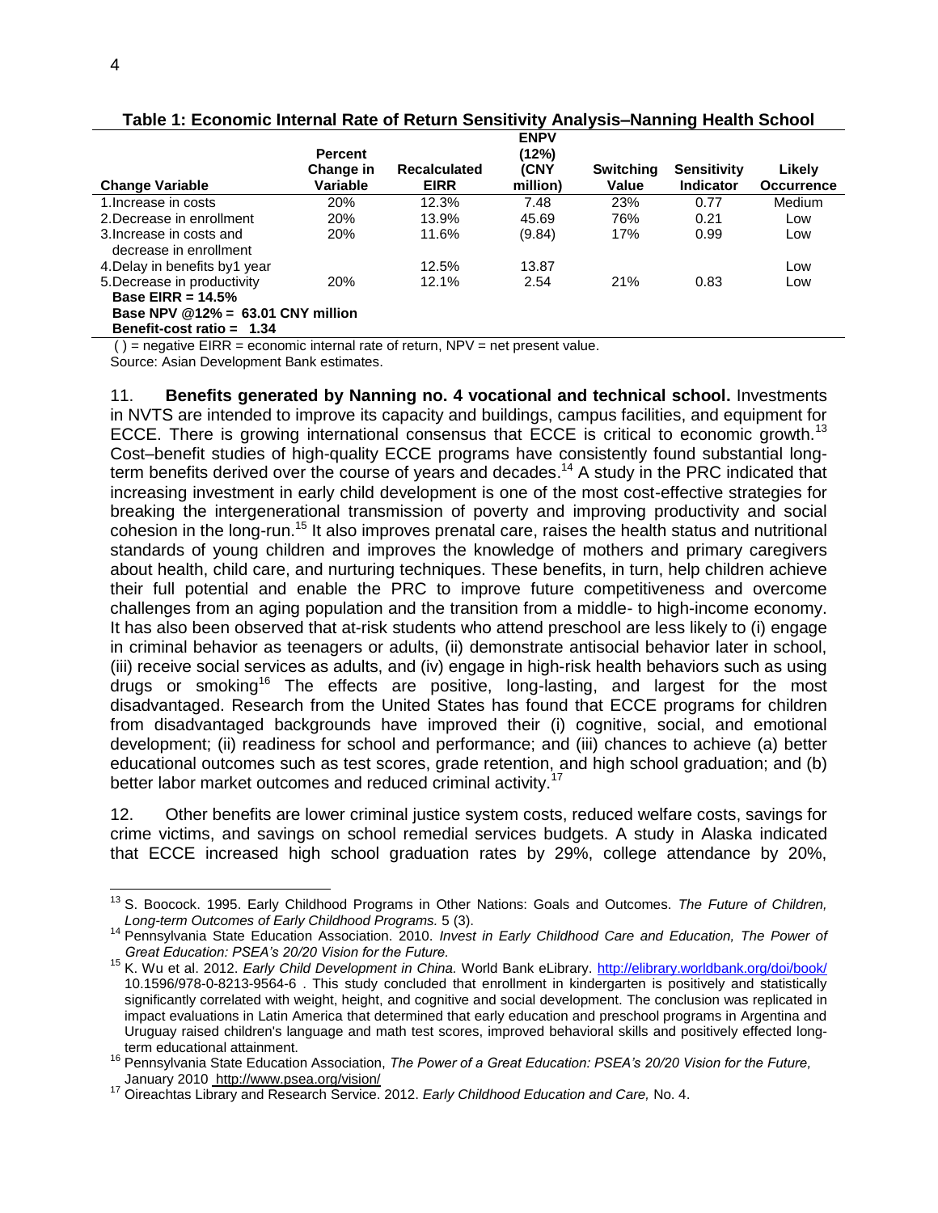**Table 1: Economic Internal Rate of Return Sensitivity Analysis–Nanning Health School**

| Change Variable | Percent Change in Variable | Recalculated EIRR | ENPV (12%) (CNY million) | Switching Value | Sensitivity Indicator | Likely Occurrence |
|---|---|---|---|---|---|---|
| 1.Increase in costs | 20% | 12.3% | 7.48 | 23% | 0.77 | Medium |
| 2.Decrease in enrollment | 20% | 13.9% | 45.69 | 76% | 0.21 | Low |
| 3.Increase in costs and decrease in enrollment | 20% | 11.6% | (9.84) | 17% | 0.99 | Low |
| 4.Delay in benefits by1 year | | 12.5% | 13.87 | | | Low |
| 5.Decrease in productivity | 20% | 12.1% | 2.54 | 21% | 0.83 | Low |
| **Base EIRR = 14.5%** | | | | | | |
| **Base NPV @12% = 63.01 CNY million** | | | | | | |
| **Benefit-cost ratio = 1.34** | | | | | | |

( ) = negative EIRR = economic internal rate of return, NPV = net present value.
Source: Asian Development Bank estimates.

11. **Benefits generated by Nanning no. 4 vocational and technical school.** Investments in NVTS are intended to improve its capacity and buildings, campus facilities, and equipment for ECCE. There is growing international consensus that ECCE is critical to economic growth.[13] Cost–benefit studies of high-quality ECCE programs have consistently found substantial long-term benefits derived over the course of years and decades.[14] A study in the PRC indicated that increasing investment in early child development is one of the most cost-effective strategies for breaking the intergenerational transmission of poverty and improving productivity and social cohesion in the long-run.[15] It also improves prenatal care, raises the health status and nutritional standards of young children and improves the knowledge of mothers and primary caregivers about health, child care, and nurturing techniques. These benefits, in turn, help children achieve their full potential and enable the PRC to improve future competitiveness and overcome challenges from an aging population and the transition from a middle- to high-income economy. It has also been observed that at-risk students who attend preschool are less likely to (i) engage in criminal behavior as teenagers or adults, (ii) demonstrate antisocial behavior later in school, (iii) receive social services as adults, and (iv) engage in high-risk health behaviors such as using drugs or smoking[16] The effects are positive, long-lasting, and largest for the most disadvantaged. Research from the United States has found that ECCE programs for children from disadvantaged backgrounds have improved their (i) cognitive, social, and emotional development; (ii) readiness for school and performance; and (iii) chances to achieve (a) better educational outcomes such as test scores, grade retention, and high school graduation; and (b) better labor market outcomes and reduced criminal activity.[17]

12. Other benefits are lower criminal justice system costs, reduced welfare costs, savings for crime victims, and savings on school remedial services budgets. A study in Alaska indicated that ECCE increased high school graduation rates by 29%, college attendance by 20%,

---

[13] S. Boocock. 1995. Early Childhood Programs in Other Nations: Goals and Outcomes. *The Future of Children, Long-term Outcomes of Early Childhood Programs.* 5 (3).

[14] Pennsylvania State Education Association. 2010. *Invest in Early Childhood Care and Education, The Power of Great Education: PSEA's 20/20 Vision for the Future.*

[15] K. Wu et al. 2012. *Early Child Development in China.* World Bank eLibrary. http://elibrary.worldbank.org/doi/book/10.1596/978-0-8213-9564-6 . This study concluded that enrollment in kindergarten is positively and statistically significantly correlated with weight, height, and cognitive and social development. The conclusion was replicated in impact evaluations in Latin America that determined that early education and preschool programs in Argentina and Uruguay raised children's language and math test scores, improved behavioral skills and positively effected long-term educational attainment.

[16] Pennsylvania State Education Association, *The Power of a Great Education: PSEA's 20/20 Vision for the Future,* January 2010 http://www.psea.org/vision/

[17] Oireachtas Library and Research Service. 2012. *Early Childhood Education and Care,* No. 4.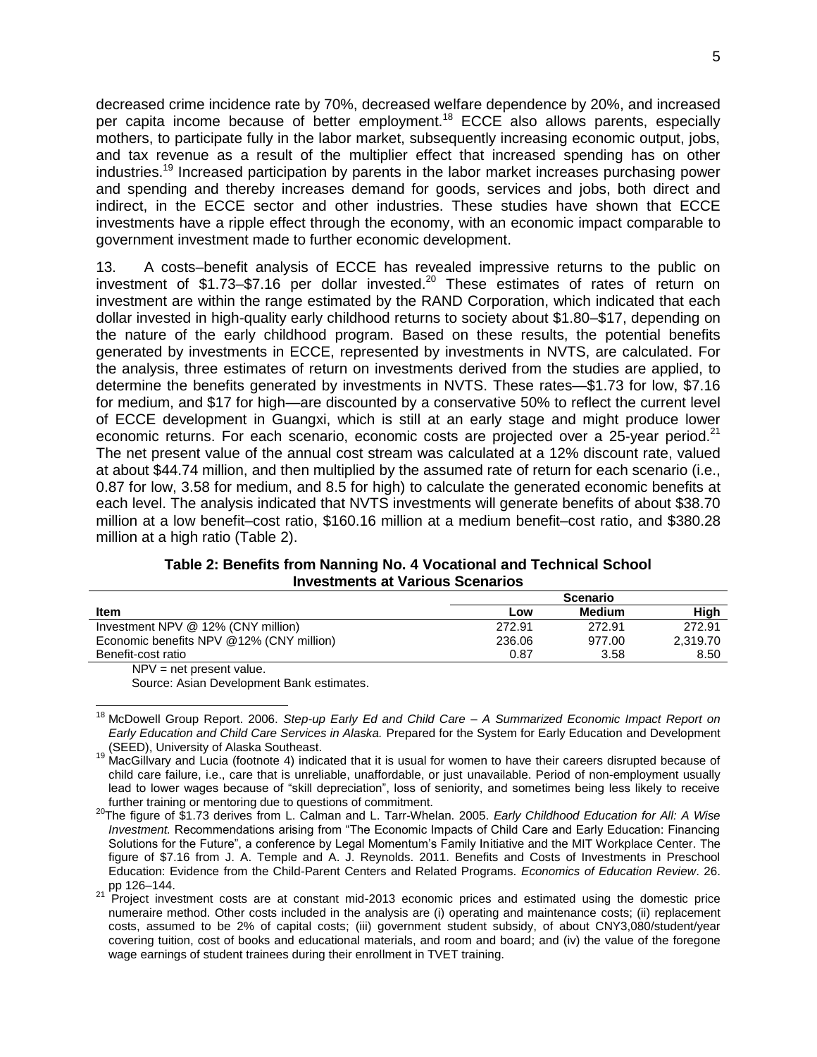decreased crime incidence rate by 70%, decreased welfare dependence by 20%, and increased per capita income because of better employment.[18] ECCE also allows parents, especially mothers, to participate fully in the labor market, subsequently increasing economic output, jobs, and tax revenue as a result of the multiplier effect that increased spending has on other industries.[19] Increased participation by parents in the labor market increases purchasing power and spending and thereby increases demand for goods, services and jobs, both direct and indirect, in the ECCE sector and other industries. These studies have shown that ECCE investments have a ripple effect through the economy, with an economic impact comparable to government investment made to further economic development.

13. A costs–benefit analysis of ECCE has revealed impressive returns to the public on investment of $1.73–$7.16 per dollar invested.[20] These estimates of rates of return on investment are within the range estimated by the RAND Corporation, which indicated that each dollar invested in high-quality early childhood returns to society about $1.80–$17, depending on the nature of the early childhood program. Based on these results, the potential benefits generated by investments in ECCE, represented by investments in NVTS, are calculated. For the analysis, three estimates of return on investments derived from the studies are applied, to determine the benefits generated by investments in NVTS. These rates—$1.73 for low, $7.16 for medium, and $17 for high—are discounted by a conservative 50% to reflect the current level of ECCE development in Guangxi, which is still at an early stage and might produce lower economic returns. For each scenario, economic costs are projected over a 25-year period.[21] The net present value of the annual cost stream was calculated at a 12% discount rate, valued at about $44.74 million, and then multiplied by the assumed rate of return for each scenario (i.e., 0.87 for low, 3.58 for medium, and 8.5 for high) to calculate the generated economic benefits at each level. The analysis indicated that NVTS investments will generate benefits of about $38.70 million at a low benefit–cost ratio, $160.16 million at a medium benefit–cost ratio, and $380.28 million at a high ratio (Table 2).

**Table 2: Benefits from Nanning No. 4 Vocational and Technical School Investments at Various Scenarios**

| | Scenario | | |
|---|---|---|---|
| **Item** | **Low** | **Medium** | **High** |
| Investment NPV @ 12% (CNY million) | 272.91 | 272.91 | 272.91 |
| Economic benefits NPV @12% (CNY million) | 236.06 | 977.00 | 2,319.70 |
| Benefit-cost ratio | 0.87 | 3.58 | 8.50 |

NPV = net present value.

Source: Asian Development Bank estimates.

---

[18] McDowell Group Report. 2006. *Step-up Early Ed and Child Care – A Summarized Economic Impact Report on Early Education and Child Care Services in Alaska.* Prepared for the System for Early Education and Development (SEED), University of Alaska Southeast.

[19] MacGillvary and Lucia (footnote 4) indicated that it is usual for women to have their careers disrupted because of child care failure, i.e., care that is unreliable, unaffordable, or just unavailable. Period of non-employment usually lead to lower wages because of "skill depreciation", loss of seniority, and sometimes being less likely to receive further training or mentoring due to questions of commitment.

[20] The figure of $1.73 derives from L. Calman and L. Tarr-Whelan. 2005. *Early Childhood Education for All: A Wise Investment.* Recommendations arising from "The Economic Impacts of Child Care and Early Education: Financing Solutions for the Future", a conference by Legal Momentum's Family Initiative and the MIT Workplace Center. The figure of $7.16 from J. A. Temple and A. J. Reynolds. 2011. Benefits and Costs of Investments in Preschool Education: Evidence from the Child-Parent Centers and Related Programs. *Economics of Education Review*. 26. pp 126–144.

[21] Project investment costs are at constant mid-2013 economic prices and estimated using the domestic price numeraire method. Other costs included in the analysis are (i) operating and maintenance costs; (ii) replacement costs, assumed to be 2% of capital costs; (iii) government student subsidy, of about CNY3,080/student/year covering tuition, cost of books and educational materials, and room and board; and (iv) the value of the foregone wage earnings of student trainees during their enrollment in TVET training.